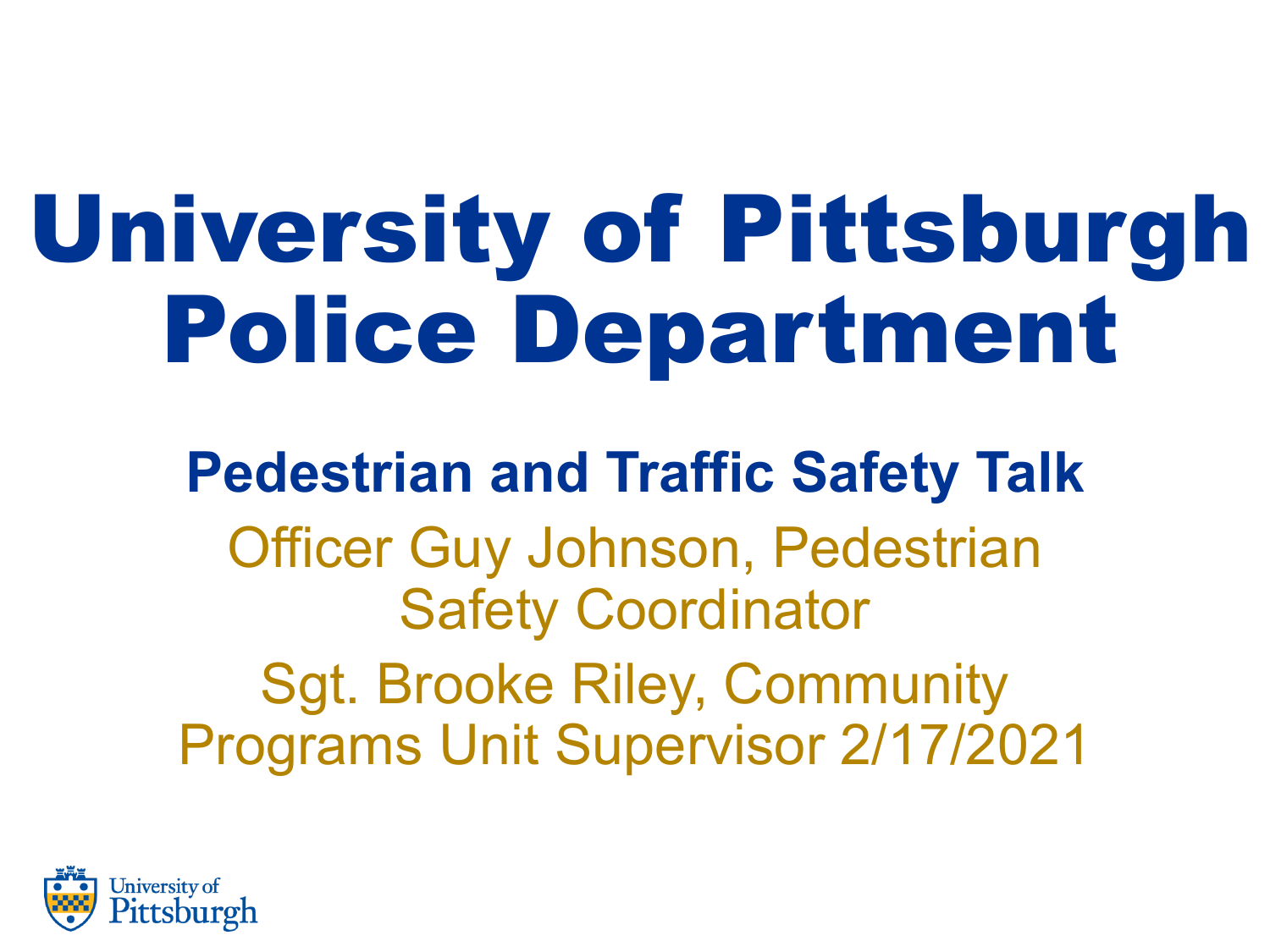# University of Pittsburgh Police Department

## Pedestrian and Traffic Safety Talk

Officer Guy Johnson, Pedestrian Safety Coordinator

Sgt. Brooke Riley, Community Programs Unit Supervisor 2/17/2021

University of Pittsburgh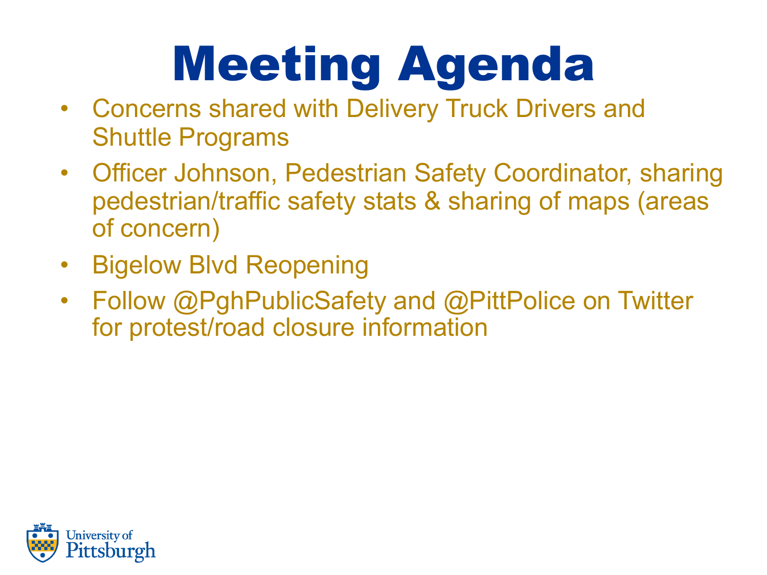# Meeting Agenda

- Concerns shared with Delivery Truck Drivers and Shuttle Programs
- Officer Johnson, Pedestrian Safety Coordinator, sharing pedestrian/traffic safety stats & sharing of maps (areas of concern)
- Bigelow Blvd Reopening
- Follow @PghPublicSafety and @PittPolice on Twitter for protest/road closure information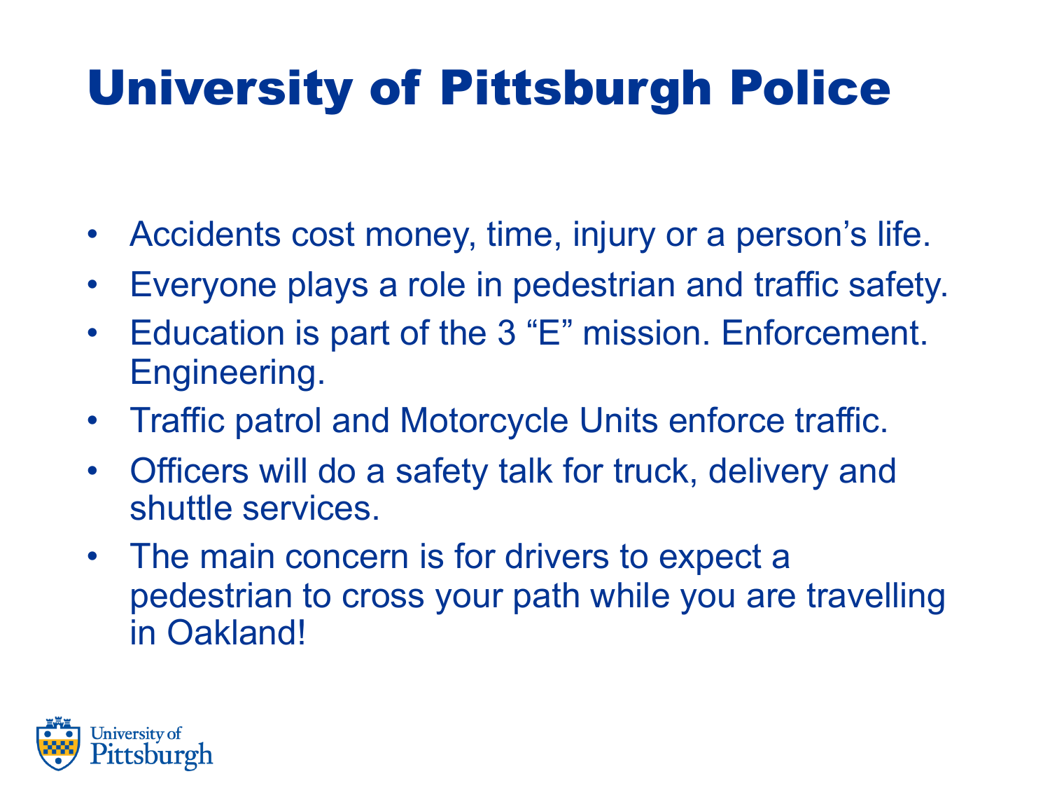# University of Pittsburgh Police

- Accidents cost money, time, injury or a person's life.
- Everyone plays a role in pedestrian and traffic safety.
- Education is part of the 3 "E" mission. Enforcement. Engineering.
- Traffic patrol and Motorcycle Units enforce traffic.
- Officers will do a safety talk for truck, delivery and shuttle services.
- The main concern is for drivers to expect a pedestrian to cross your path while you are travelling in Oakland!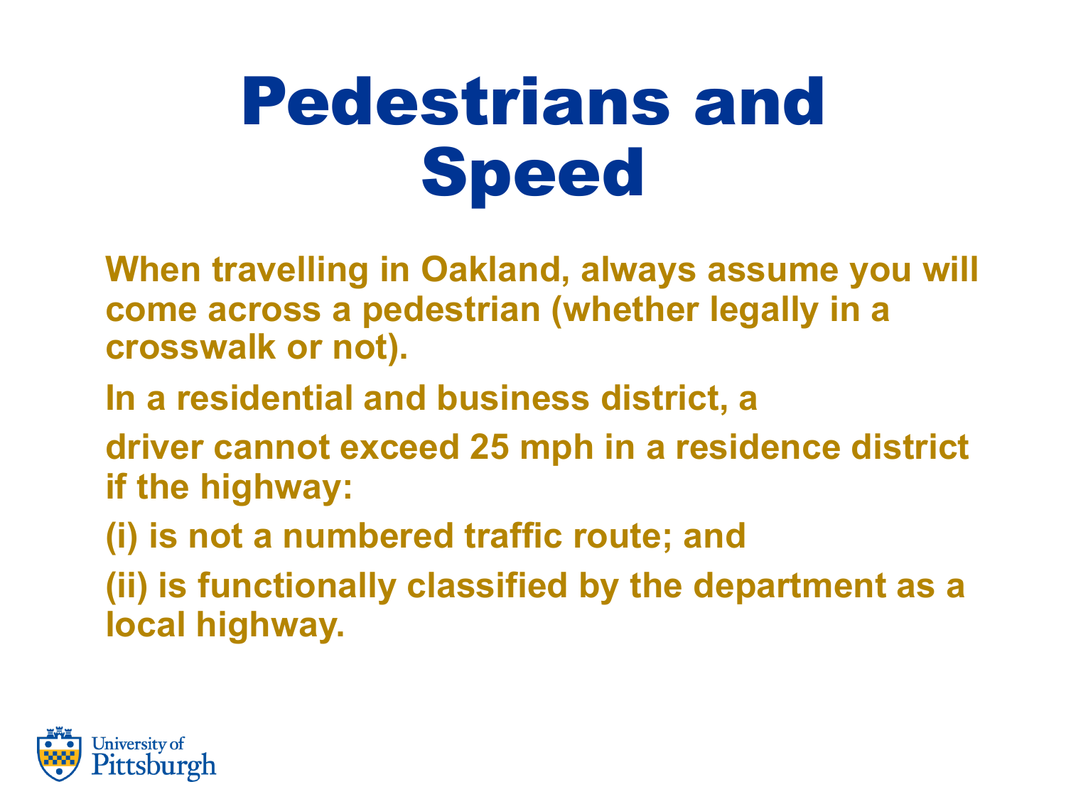# Pedestrians and Speed

When travelling in Oakland, always assume you will come across a pedestrian (whether legally in a crosswalk or not).

In a residential and business district, a

driver cannot exceed 25 mph in a residence district if the highway:

(i) is not a numbered traffic route; and

(ii) is functionally classified by the department as a local highway.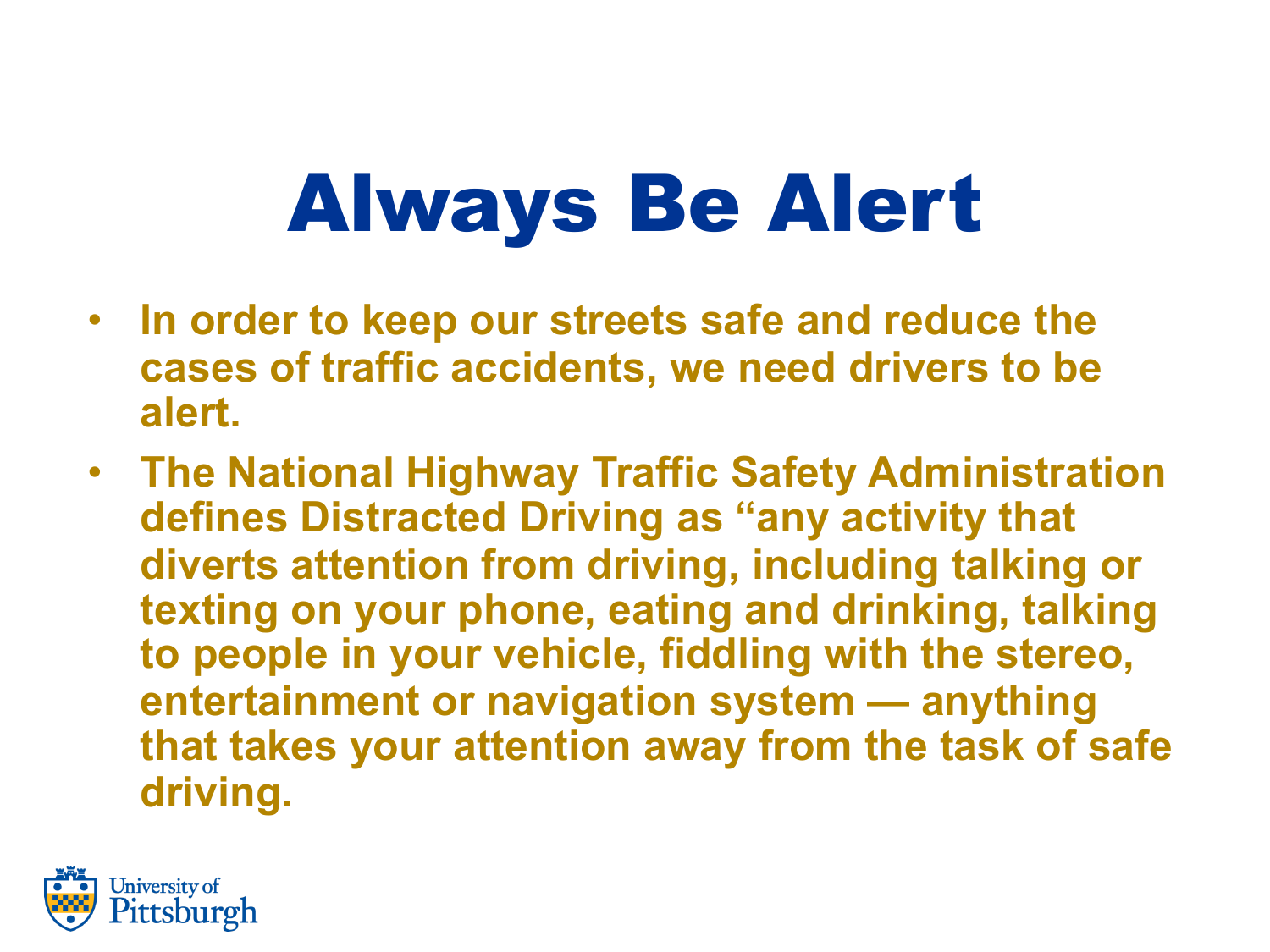# Always Be Alert

- In order to keep our streets safe and reduce the cases of traffic accidents, we need drivers to be alert.
- The National Highway Traffic Safety Administration defines Distracted Driving as "any activity that diverts attention from driving, including talking or texting on your phone, eating and drinking, talking to people in your vehicle, fiddling with the stereo, entertainment or navigation system — anything that takes your attention away from the task of safe driving.

University of Pittsburgh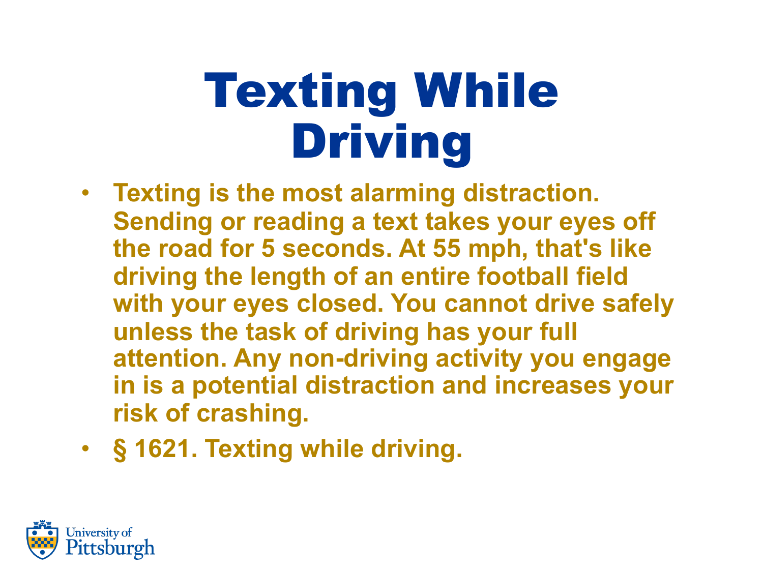# Texting While Driving

- Texting is the most alarming distraction. Sending or reading a text takes your eyes off the road for 5 seconds. At 55 mph, that's like driving the length of an entire football field with your eyes closed. You cannot drive safely unless the task of driving has your full attention. Any non-driving activity you engage in is a potential distraction and increases your risk of crashing.
- § 1621. Texting while driving.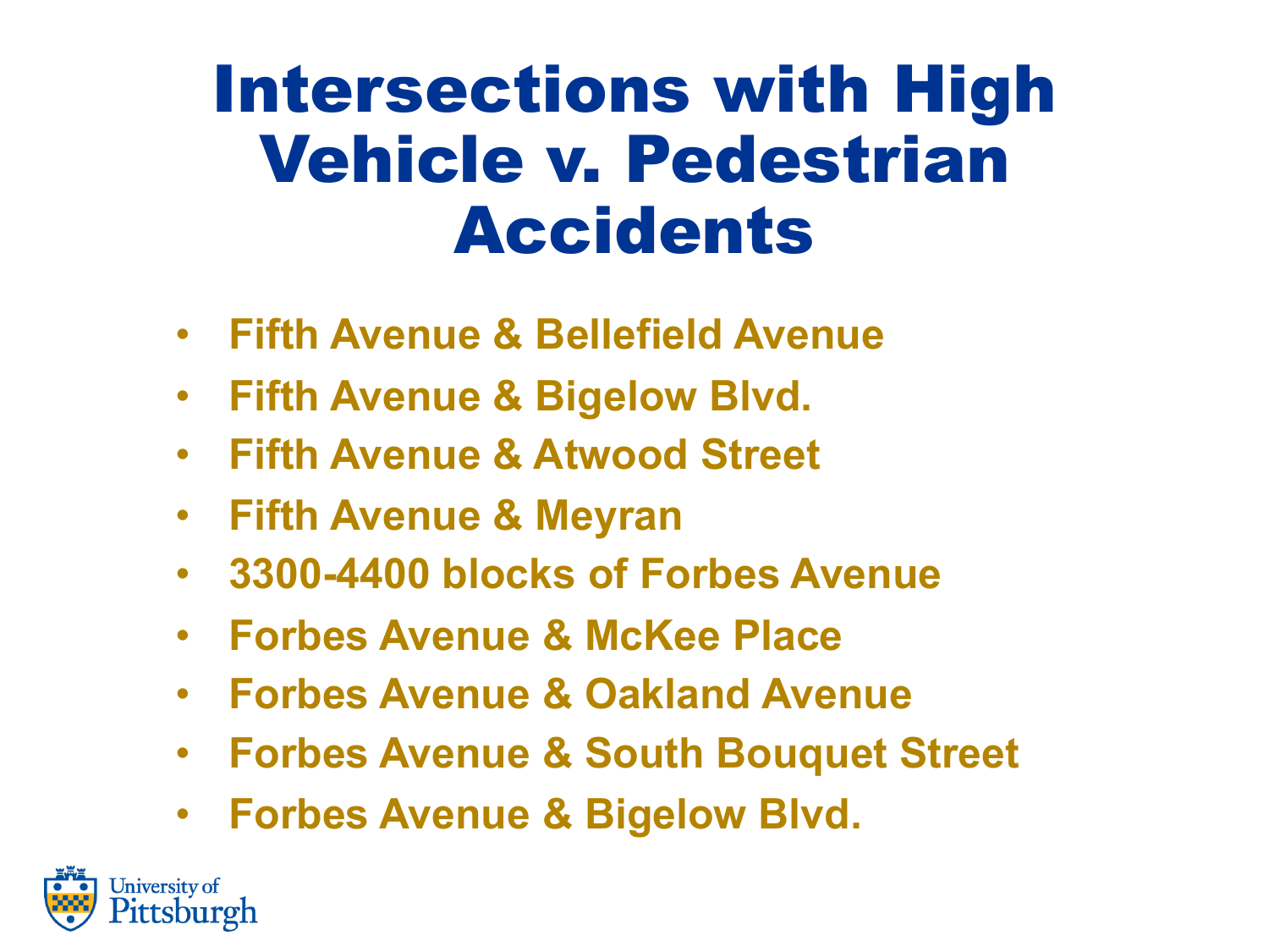# Intersections with High Vehicle v. Pedestrian Accidents

- Fifth Avenue & Bellefield Avenue
- Fifth Avenue & Bigelow Blvd.
- Fifth Avenue & Atwood Street
- Fifth Avenue & Meyran
- 3300-4400 blocks of Forbes Avenue
- Forbes Avenue & McKee Place
- Forbes Avenue & Oakland Avenue
- Forbes Avenue & South Bouquet Street
- Forbes Avenue & Bigelow Blvd.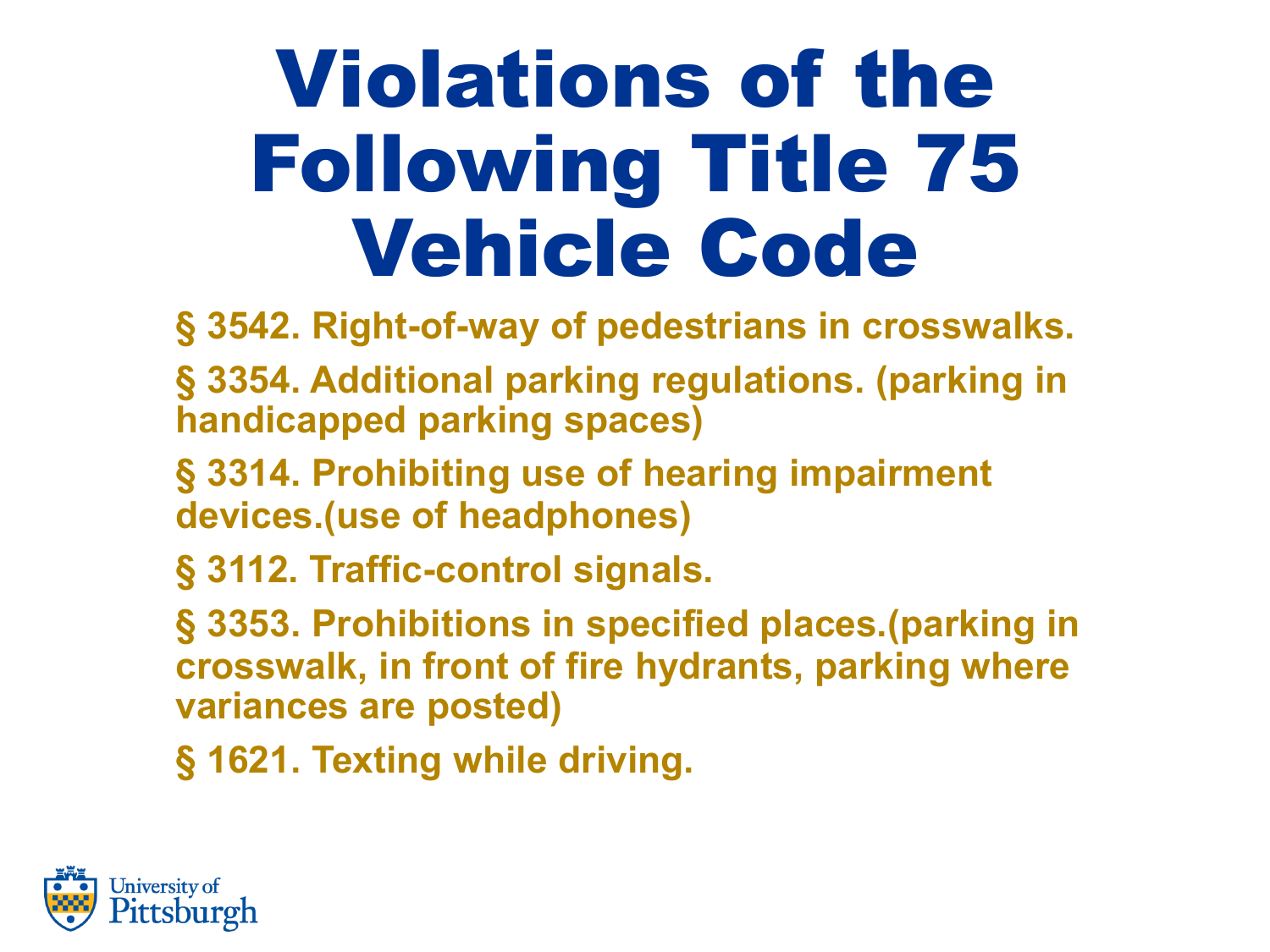# Violations of the Following Title 75 Vehicle Code

- § 3542. Right-of-way of pedestrians in crosswalks.
- § 3354. Additional parking regulations. (parking in handicapped parking spaces)
- § 3314. Prohibiting use of hearing impairment devices.(use of headphones)
- § 3112. Traffic-control signals.
- § 3353. Prohibitions in specified places.(parking in crosswalk, in front of fire hydrants, parking where variances are posted)
- § 1621. Texting while driving.

University of Pittsburgh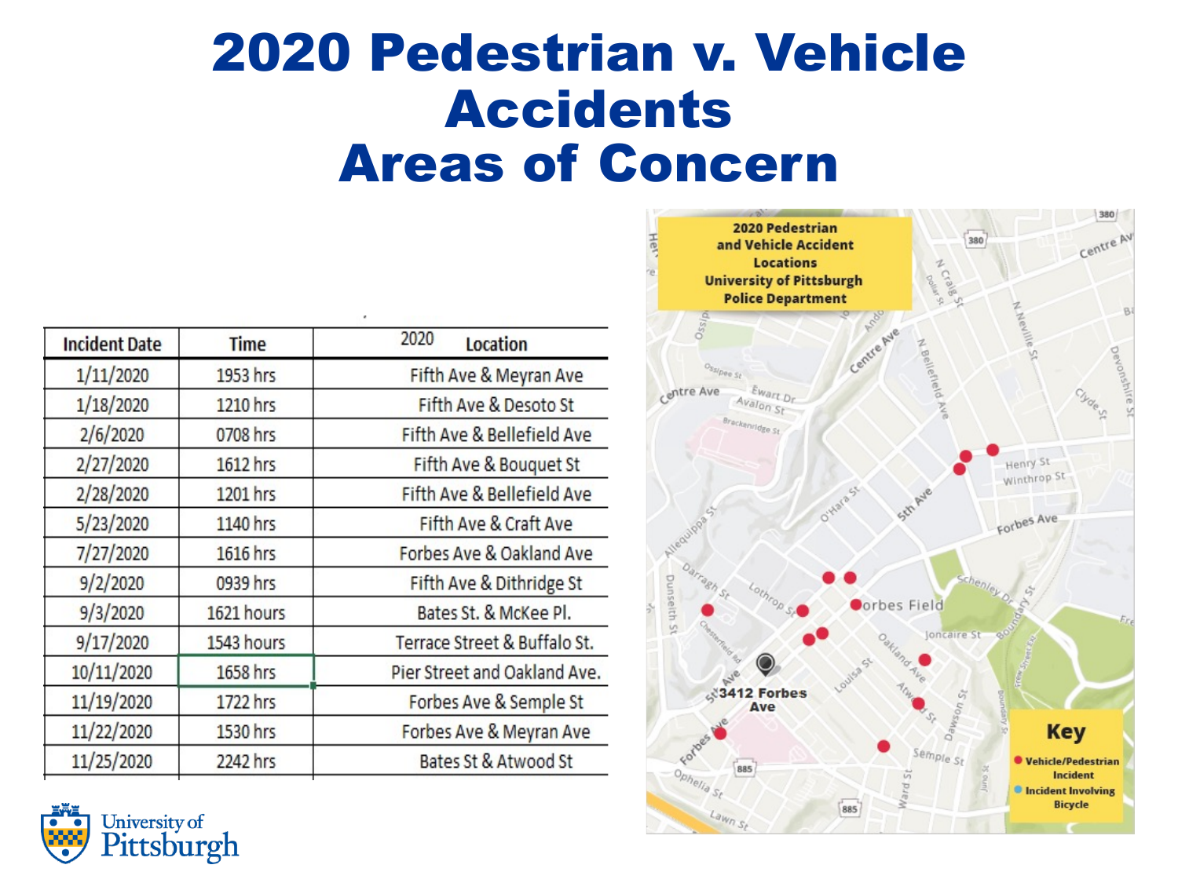# 2020 Pedestrian v. Vehicle Accidents Areas of Concern

| Incident Date | Time | 2020 Location |
|---|---|---|
| 1/11/2020 | 1953 hrs | Fifth Ave & Meyran Ave |
| 1/18/2020 | 1210 hrs | Fifth Ave & Desoto St |
| 2/6/2020 | 0708 hrs | Fifth Ave & Bellefield Ave |
| 2/27/2020 | 1612 hrs | Fifth Ave & Bouquet St |
| 2/28/2020 | 1201 hrs | Fifth Ave & Bellefield Ave |
| 5/23/2020 | 1140 hrs | Fifth Ave & Craft Ave |
| 7/27/2020 | 1616 hrs | Forbes Ave & Oakland Ave |
| 9/2/2020 | 0939 hrs | Fifth Ave & Dithridge St |
| 9/3/2020 | 1621 hours | Bates St. & McKee Pl. |
| 9/17/2020 | 1543 hours | Terrace Street & Buffalo St. |
| 10/11/2020 | 1658 hrs | Pier Street and Oakland Ave. |
| 11/19/2020 | 1722 hrs | Forbes Ave & Semple St |
| 11/22/2020 | 1530 hrs | Forbes Ave & Meyran Ave |
| 11/25/2020 | 2242 hrs | Bates St & Atwood St |

**2020 Pedestrian and Vehicle Accident Locations University of Pittsburgh Police Department**

**Key**
- Vehicle/Pedestrian Incident
- Incident Involving Bicycle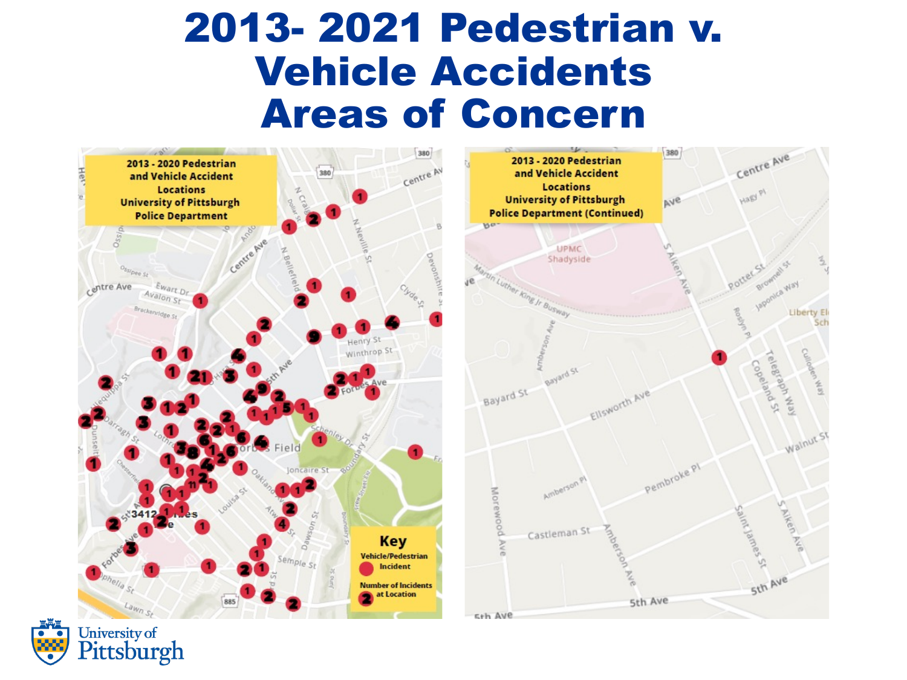# 2013- 2021 Pedestrian v. Vehicle Accidents Areas of Concern

**2013 - 2020 Pedestrian and Vehicle Accident Locations University of Pittsburgh Police Department**

**2013 - 2020 Pedestrian and Vehicle Accident Locations University of Pittsburgh Police Department (Continued)**

**Key**

- Vehicle/Pedestrian Incident
- Number of Incidents at Location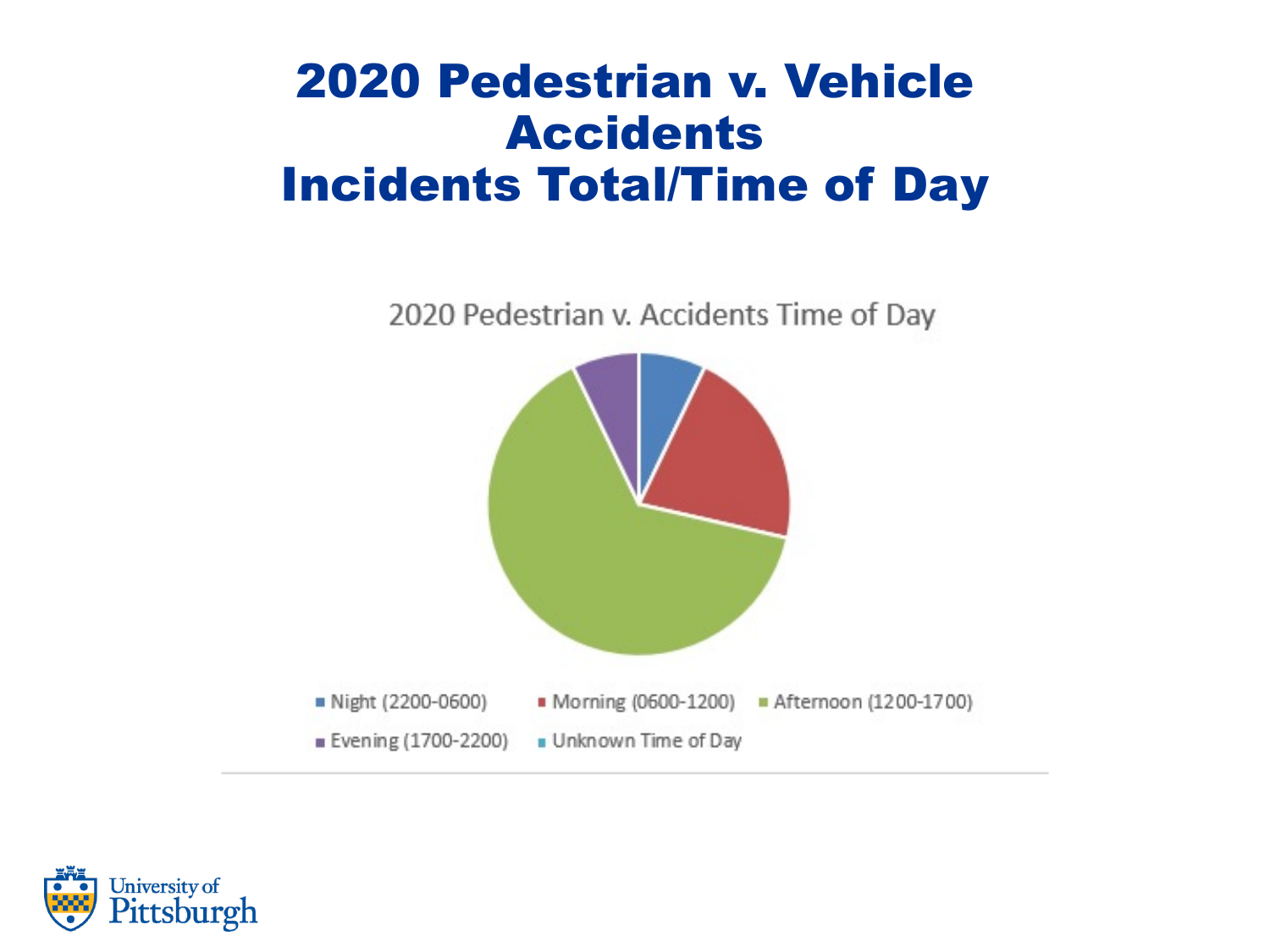# 2020 Pedestrian v. Vehicle Accidents
# Incidents Total/Time of Day

2020 Pedestrian v. Accidents Time of Day

- Night (2200-0600)
- Morning (0600-1200)
- Afternoon (1200-1700)
- Evening (1700-2200)
- Unknown Time of Day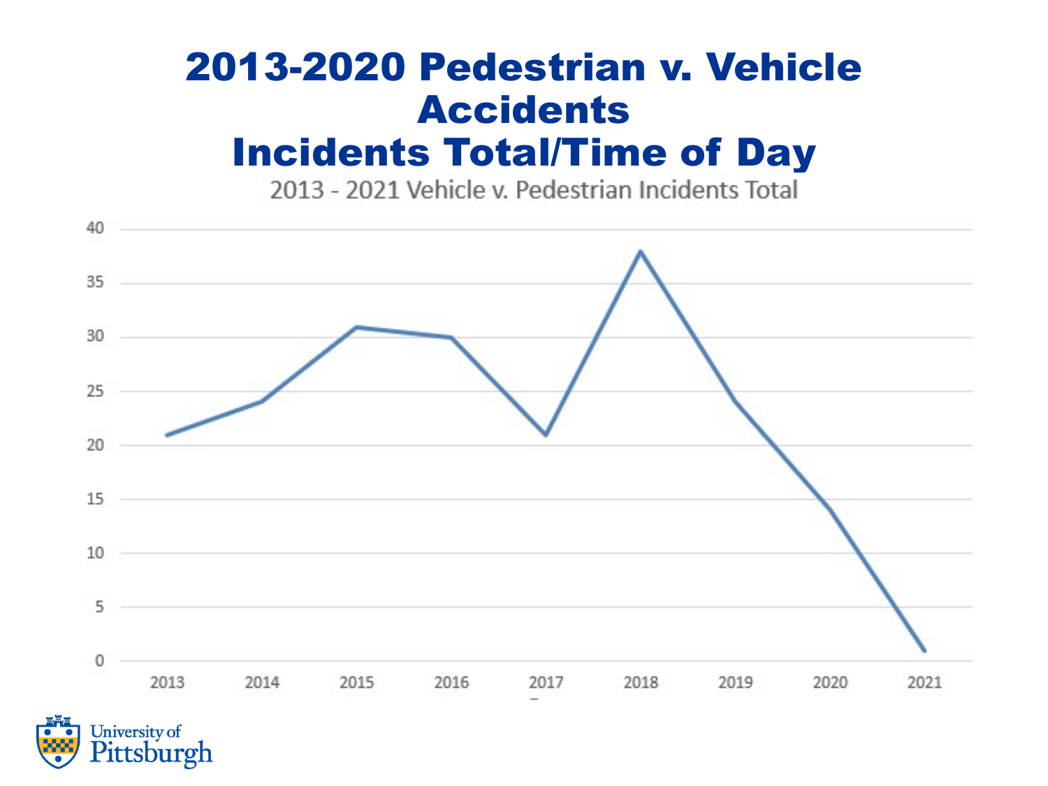# 2013-2020 Pedestrian v. Vehicle Accidents
# Incidents Total/Time of Day

2013 - 2021 Vehicle v. Pedestrian Incidents Total

| Year | Incidents |
|---|---|
| 2013 | 21 |
| 2014 | 24 |
| 2015 | 31 |
| 2016 | 30 |
| 2017 | 21 |
| 2018 | 38 |
| 2019 | 24 |
| 2020 | 14 |
| 2021 | 1 |

University of Pittsburgh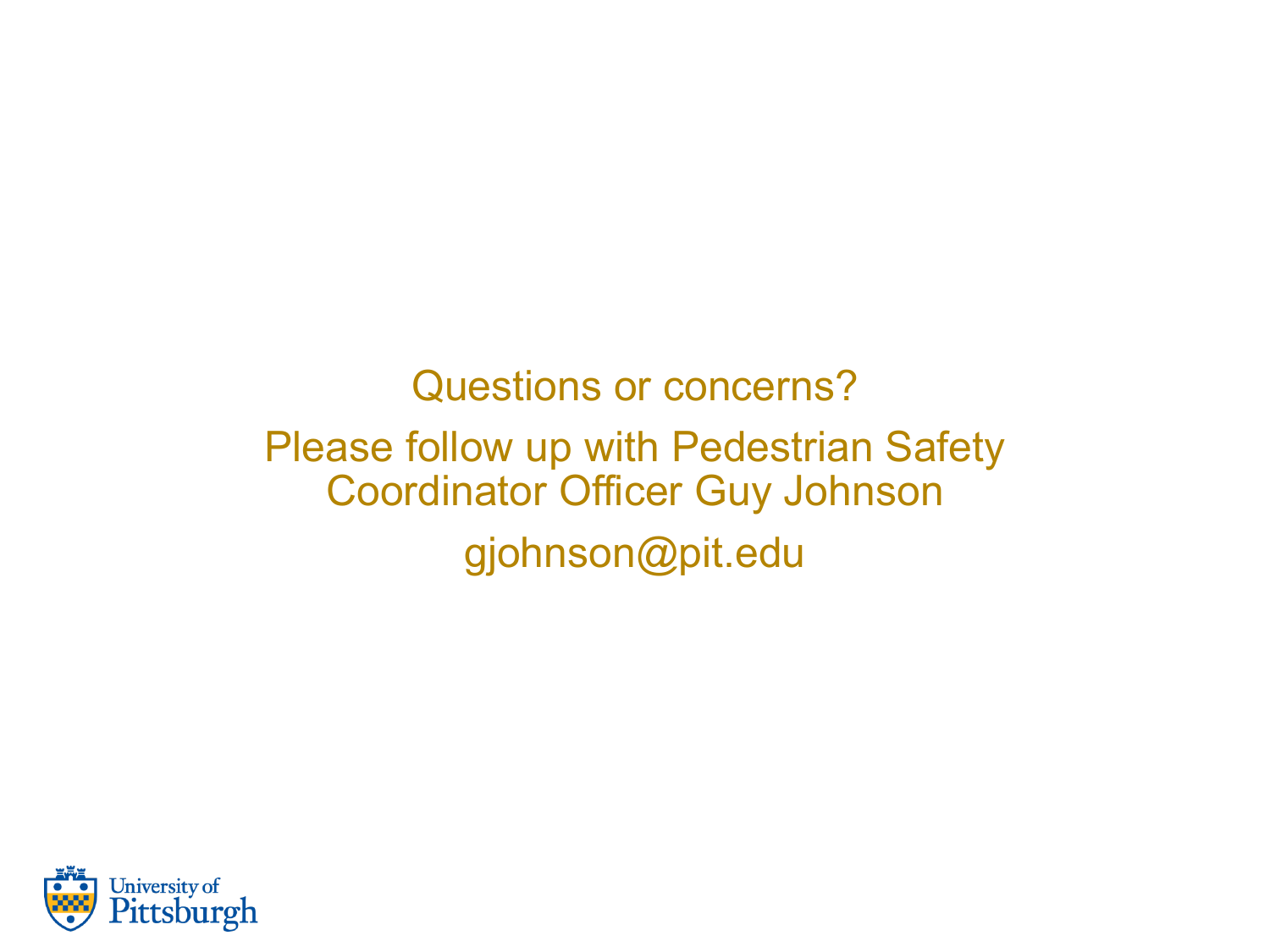Questions or concerns?

Please follow up with Pedestrian Safety Coordinator Officer Guy Johnson

gjohnson@pit.edu

University of Pittsburgh